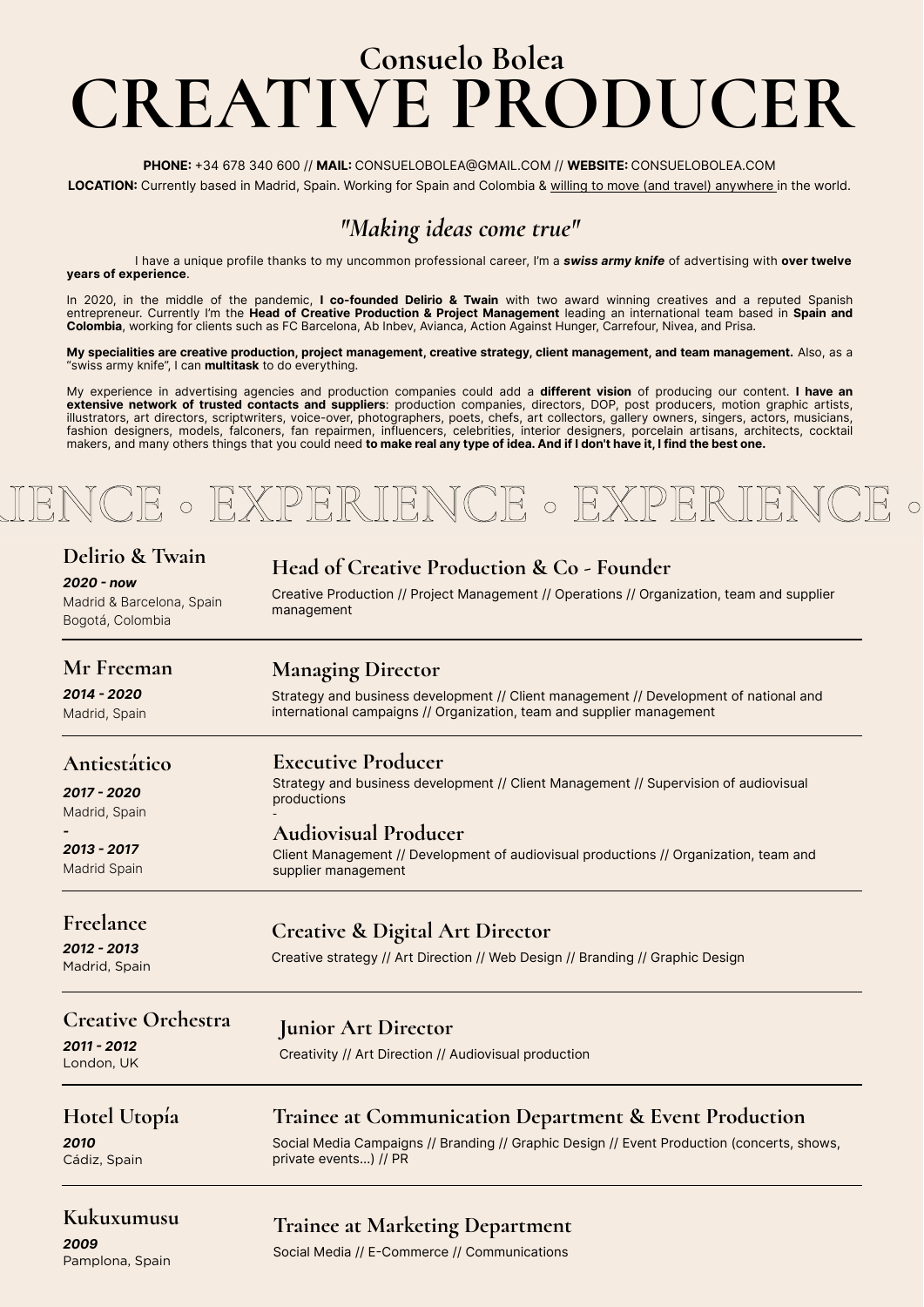# Consuelo Bolea

# CREATIVE PRODUCER

**PHONE:** +34 678 340 600 // **MAIL:** CONSUELOBOLEA@GMAIL.COM // **WEBSITE:** CONSUELOBOLEA.COM

**LOCATION:** Currently based in Madrid, Spain. Working for Spain and Colombia & willing to move (and travel) anywhere in the world.

## *"Making ideas come true"*

I have a unique profile thanks to my uncommon professional career, I'm a ***swiss army knife*** of advertising with **over twelve years of experience**.

In 2020, in the middle of the pandemic, **I co-founded Delirio & Twain** with two award winning creatives and a reputed Spanish entrepreneur. Currently I'm the **Head of Creative Production & Project Management** leading an international team based in **Spain and Colombia**, working for clients such as FC Barcelona, Ab Inbev, Avianca, Action Against Hunger, Carrefour, Nivea, and Prisa.

**My specialities are creative production, project management, creative strategy, client management, and team management.** Also, as a "swiss army knife", I can **multitask** to do everything.

My experience in advertising agencies and production companies could add a **different vision** of producing our content. **I have an extensive network of trusted contacts and suppliers**: production companies, directors, DOP, post producers, motion graphic artists, illustrators, art directors, scriptwriters, voice-over, photographers, poets, chefs, art collectors, gallery owners, singers, actors, musicians, fashion designers, models, falconers, fan repairmen, influencers, celebrities, interior designers, porcelain artisans, architects, cocktail makers, and many others things that you could need **to make real any type of idea. And if I don't have it, I find the best one.**

## EXPERIENCE

### Delirio & Twain
***2020 - now***
Madrid & Barcelona, Spain
Bogotá, Colombia

**Head of Creative Production & Co - Founder**

Creative Production // Project Management // Operations // Organization, team and supplier management

---

### Mr Freeman
***2014 - 2020***
Madrid, Spain

**Managing Director**

Strategy and business development // Client management // Development of national and international campaigns // Organization, team and supplier management

---

### Antiestático
***2017 - 2020***
Madrid, Spain

**Executive Producer**

Strategy and business development // Client Management // Supervision of audiovisual productions

-

***2013 - 2017***
Madrid Spain

**Audiovisual Producer**

Client Management // Development of audiovisual productions // Organization, team and supplier management

---

### Freelance
***2012 - 2013***
Madrid, Spain

**Creative & Digital Art Director**

Creative strategy // Art Direction // Web Design // Branding // Graphic Design

---

### Creative Orchestra
***2011 - 2012***
London, UK

**Junior Art Director**

Creativity // Art Direction // Audiovisual production

---

### Hotel Utopía
***2010***
Cádiz, Spain

**Trainee at Communication Department & Event Production**

Social Media Campaigns // Branding // Graphic Design // Event Production (concerts, shows, private events...) // PR

---

### Kukuxumusu
***2009***
Pamplona, Spain

**Trainee at Marketing Department**

Social Media // E-Commerce // Communications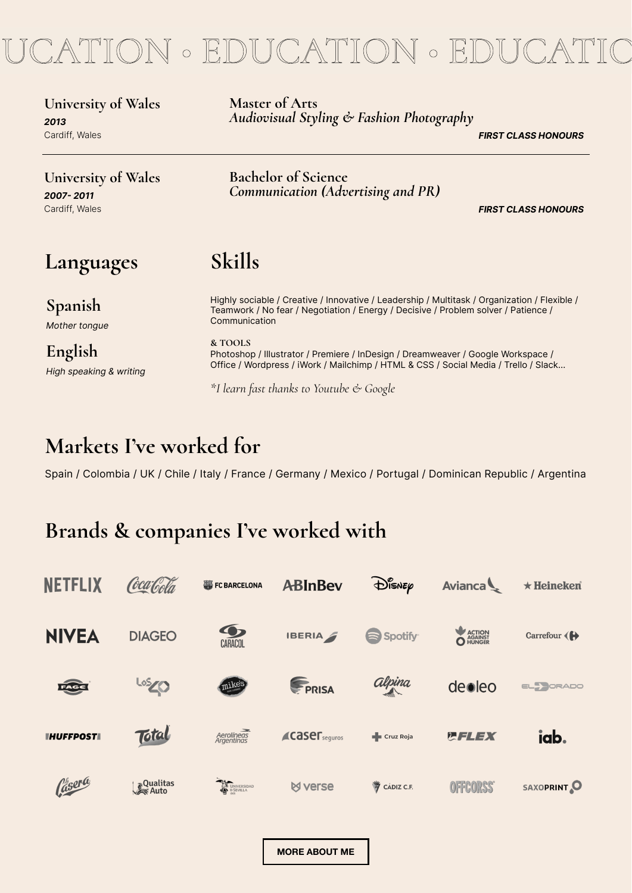# UCATION · EDUCATION · EDUCATIO

**University of Wales**
***2013***
Cardiff, Wales

**Master of Arts**
*Audiovisual Styling & Fashion Photography*
***FIRST CLASS HONOURS***

---

**University of Wales**
***2007- 2011***
Cardiff, Wales

**Bachelor of Science**
*Communication (Advertising and PR)*
***FIRST CLASS HONOURS***

## Languages

**Spanish**
*Mother tongue*

**English**
*High speaking & writing*

## Skills

Highly sociable / Creative / Innovative / Leadership / Multitask / Organization / Flexible / Teamwork / No fear / Negotiation / Energy / Decisive / Problem solver / Patience / Communication

& TOOLS
Photoshop / Illustrator / Premiere / InDesign / Dreamweaver / Google Workspace / Office / Wordpress / iWork / Mailchimp / HTML & CSS / Social Media / Trello / Slack...

*I learn fast thanks to Youtube & Google

## Markets I've worked for

Spain / Colombia / UK / Chile / Italy / France / Germany / Mexico / Portugal / Dominican Republic / Argentina

## Brands & companies I've worked with

NETFLIX / Coca-Cola / FC BARCELONA / ABInBev / Disney / Avianca / Heineken
NIVEA / DIAGEO / CARACOL / IBERIA / Spotify / ACTION AGAINST HUNGER / Carrefour
FAGE / Los40 / mike's / PRISA / alpina / deoleo / EL DORADO
HUFFPOST / Total / Aerolíneas Argentinas / caser seguros / Cruz Roja / FLEX / iab.
La Casera / Qualitas Auto / Universidad de Sevilla / verse / CÁDIZ C.F. / OFFCORSS / SAXOPRINT

**MORE ABOUT ME**